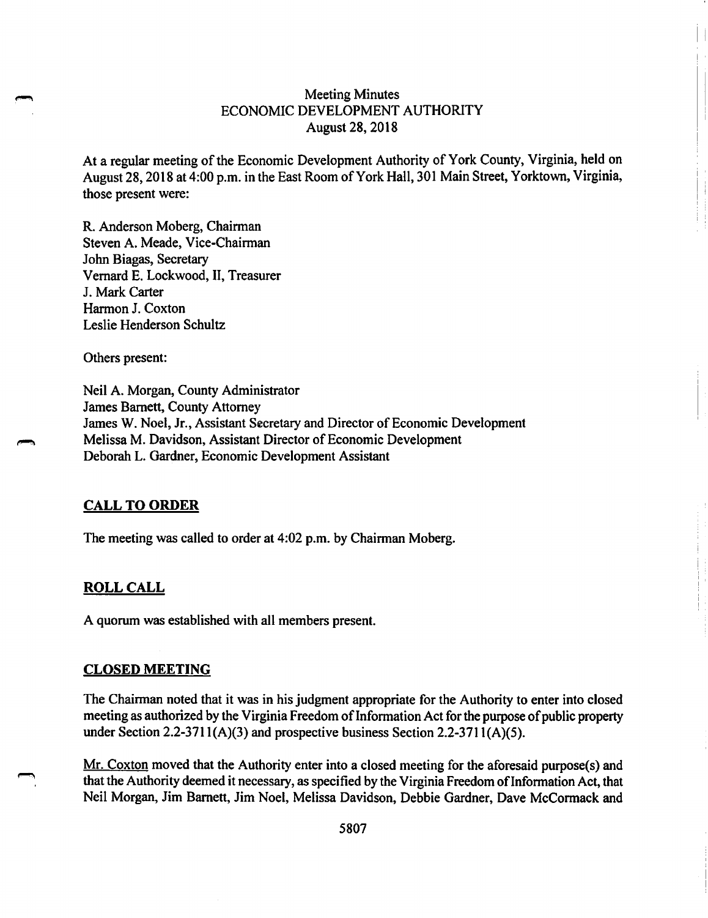# Meeting Minutes
## ECONOMIC DEVELOPMENT AUTHORITY
### August 28, 2018

At a regular meeting of the Economic Development Authority of York County, Virginia, held on August 28, 2018 at 4:00 p.m. in the East Room of York Hall, 301 Main Street, Yorktown, Virginia, those present were:

R. Anderson Moberg, Chairman
Steven A. Meade, Vice-Chairman
John Biagas, Secretary
Vernard E. Lockwood, II, Treasurer
J. Mark Carter
Harmon J. Coxton
Leslie Henderson Schultz

Others present:

Neil A. Morgan, County Administrator
James Barnett, County Attorney
James W. Noel, Jr., Assistant Secretary and Director of Economic Development
Melissa M. Davidson, Assistant Director of Economic Development
Deborah L. Gardner, Economic Development Assistant

## CALL TO ORDER

The meeting was called to order at 4:02 p.m. by Chairman Moberg.

## ROLL CALL

A quorum was established with all members present.

## CLOSED MEETING

The Chairman noted that it was in his judgment appropriate for the Authority to enter into closed meeting as authorized by the Virginia Freedom of Information Act for the purpose of public property under Section 2.2-3711(A)(3) and prospective business Section 2.2-3711(A)(5).

Mr. Coxton moved that the Authority enter into a closed meeting for the aforesaid purpose(s) and that the Authority deemed it necessary, as specified by the Virginia Freedom of Information Act, that Neil Morgan, Jim Barnett, Jim Noel, Melissa Davidson, Debbie Gardner, Dave McCormack and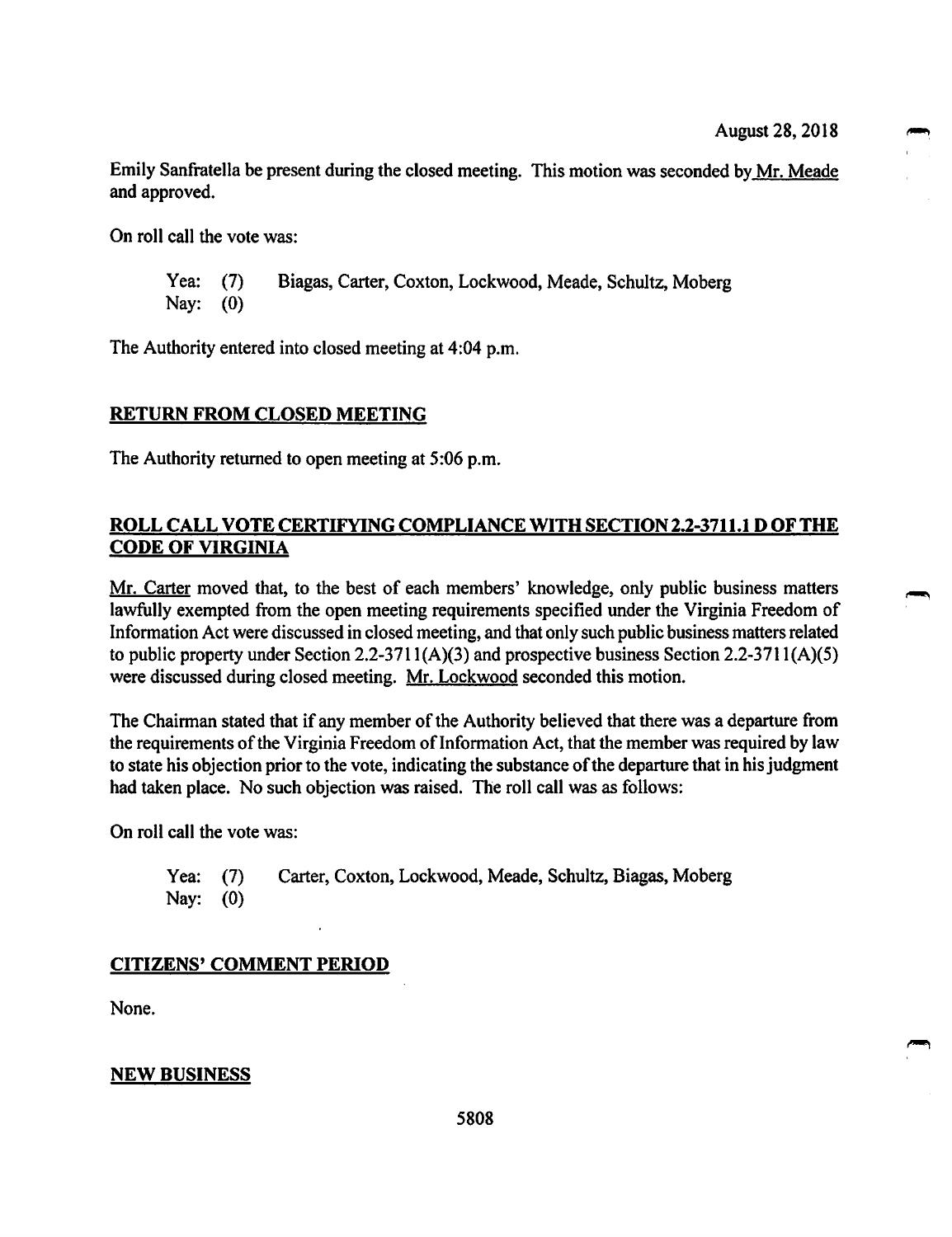Emily Sanfratella be present during the closed meeting. This motion was seconded by Mr. Meade and approved.

On roll call the vote was:

Yea: (7) Biagas, Carter, Coxton, Lockwood, Meade, Schultz, Moberg
Nay: (0)

The Authority entered into closed meeting at 4:04 p.m.

## RETURN FROM CLOSED MEETING

The Authority returned to open meeting at 5:06 p.m.

## ROLL CALL VOTE CERTIFYING COMPLIANCE WITH SECTION 2.2-3711.1 D OF THE CODE OF VIRGINIA

Mr. Carter moved that, to the best of each members' knowledge, only public business matters lawfully exempted from the open meeting requirements specified under the Virginia Freedom of Information Act were discussed in closed meeting, and that only such public business matters related to public property under Section 2.2-3711(A)(3) and prospective business Section 2.2-3711(A)(5) were discussed during closed meeting. Mr. Lockwood seconded this motion.

The Chairman stated that if any member of the Authority believed that there was a departure from the requirements of the Virginia Freedom of Information Act, that the member was required by law to state his objection prior to the vote, indicating the substance of the departure that in his judgment had taken place. No such objection was raised. The roll call was as follows:

On roll call the vote was:

Yea: (7) Carter, Coxton, Lockwood, Meade, Schultz, Biagas, Moberg
Nay: (0)

## CITIZENS' COMMENT PERIOD

None.

## NEW BUSINESS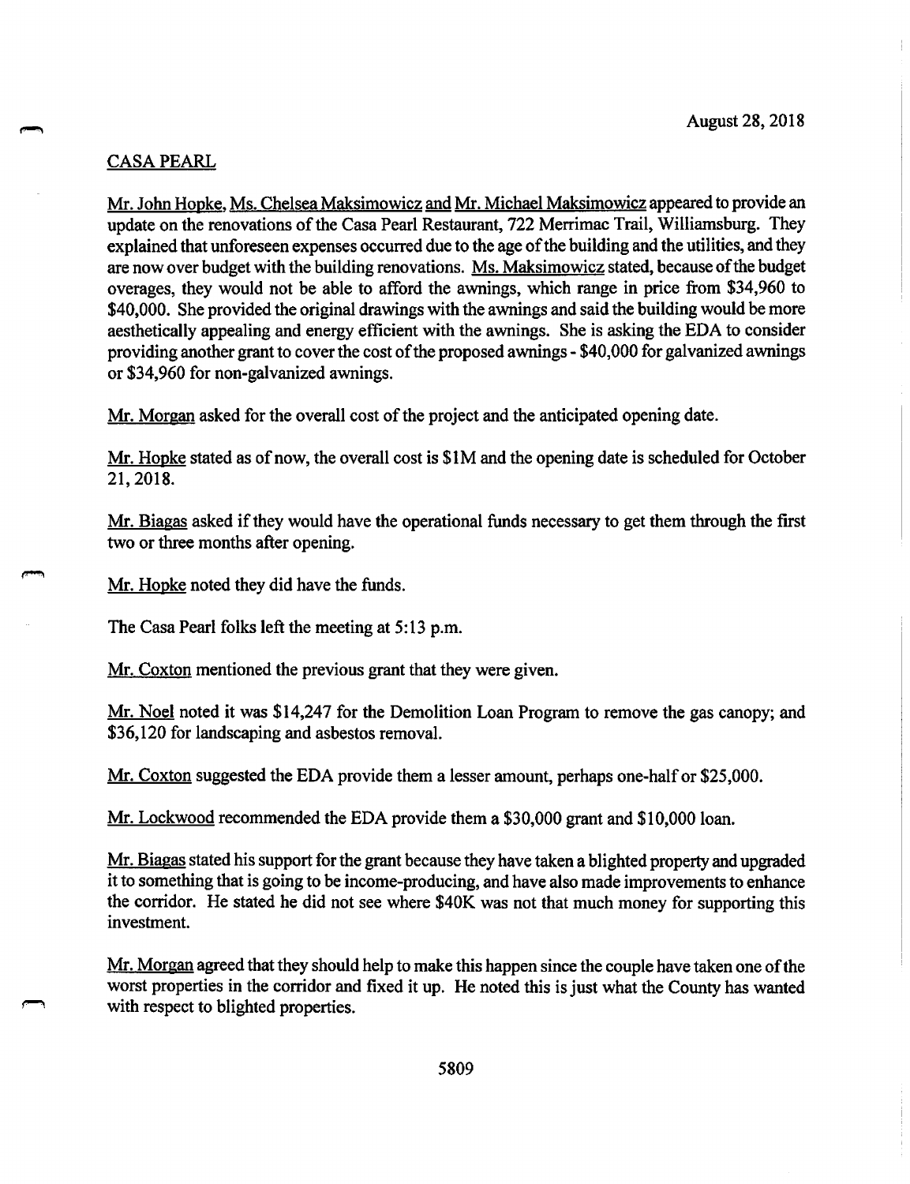August 28, 2018

CASA PEARL

Mr. John Hopke, Ms. Chelsea Maksimowicz and Mr. Michael Maksimowicz appeared to provide an update on the renovations of the Casa Pearl Restaurant, 722 Merrimac Trail, Williamsburg. They explained that unforeseen expenses occurred due to the age of the building and the utilities, and they are now over budget with the building renovations. Ms. Maksimowicz stated, because of the budget overages, they would not be able to afford the awnings, which range in price from $34,960 to $40,000. She provided the original drawings with the awnings and said the building would be more aesthetically appealing and energy efficient with the awnings. She is asking the EDA to consider providing another grant to cover the cost of the proposed awnings - $40,000 for galvanized awnings or $34,960 for non-galvanized awnings.

Mr. Morgan asked for the overall cost of the project and the anticipated opening date.

Mr. Hopke stated as of now, the overall cost is $1M and the opening date is scheduled for October 21, 2018.

Mr. Biagas asked if they would have the operational funds necessary to get them through the first two or three months after opening.

Mr. Hopke noted they did have the funds.

The Casa Pearl folks left the meeting at 5:13 p.m.

Mr. Coxton mentioned the previous grant that they were given.

Mr. Noel noted it was $14,247 for the Demolition Loan Program to remove the gas canopy; and $36,120 for landscaping and asbestos removal.

Mr. Coxton suggested the EDA provide them a lesser amount, perhaps one-half or $25,000.

Mr. Lockwood recommended the EDA provide them a $30,000 grant and $10,000 loan.

Mr. Biagas stated his support for the grant because they have taken a blighted property and upgraded it to something that is going to be income-producing, and have also made improvements to enhance the corridor. He stated he did not see where $40K was not that much money for supporting this investment.

Mr. Morgan agreed that they should help to make this happen since the couple have taken one of the worst properties in the corridor and fixed it up. He noted this is just what the County has wanted with respect to blighted properties.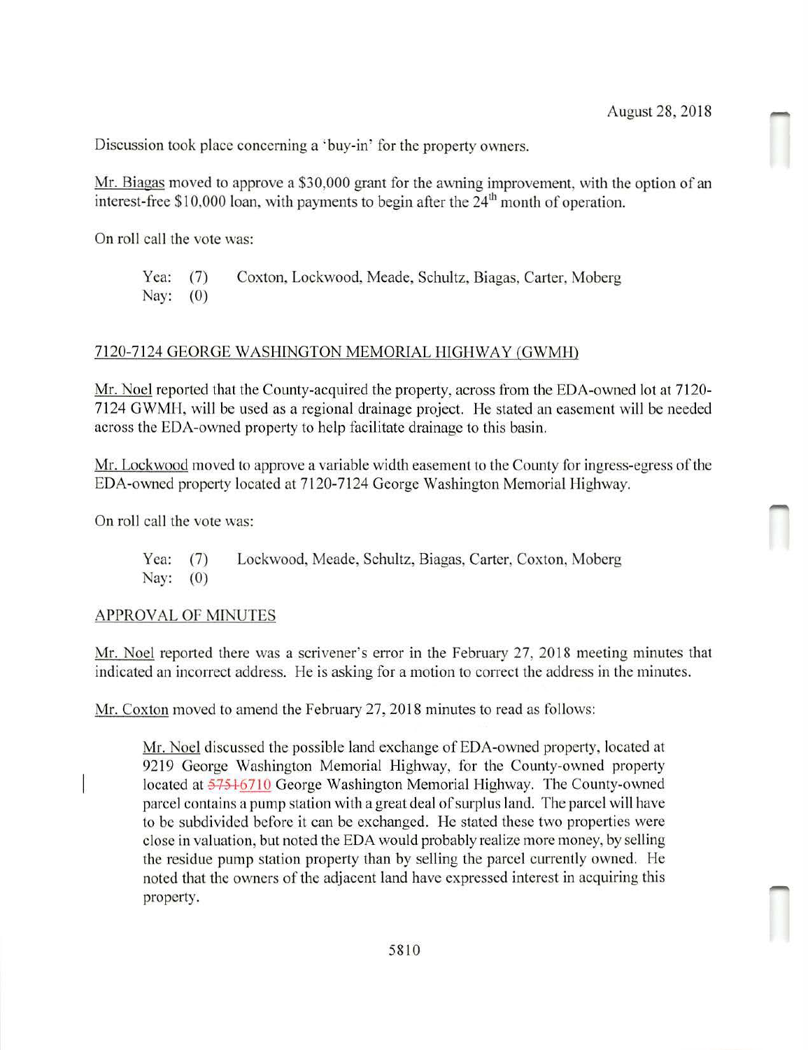August 28, 2018

Discussion took place concerning a 'buy-in' for the property owners.

Mr. Biagas moved to approve a \$30,000 grant for the awning improvement, with the option of an interest-free \$10,000 loan, with payments to begin after the 24th month of operation.

On roll call the vote was:

> Yea: (7) Coxton, Lockwood, Meade, Schultz, Biagas, Carter, Moberg
> Nay: (0)

## 7120-7124 GEORGE WASHINGTON MEMORIAL HIGHWAY (GWMH)

Mr. Noel reported that the County-acquired the property, across from the EDA-owned lot at 7120-7124 GWMH, will be used as a regional drainage project. He stated an easement will be needed across the EDA-owned property to help facilitate drainage to this basin.

Mr. Lockwood moved to approve a variable width easement to the County for ingress-egress of the EDA-owned property located at 7120-7124 George Washington Memorial Highway.

On roll call the vote was:

> Yea: (7) Lockwood, Meade, Schultz, Biagas, Carter, Coxton, Moberg
> Nay: (0)

## APPROVAL OF MINUTES

Mr. Noel reported there was a scrivener's error in the February 27, 2018 meeting minutes that indicated an incorrect address. He is asking for a motion to correct the address in the minutes.

Mr. Coxton moved to amend the February 27, 2018 minutes to read as follows:

> Mr. Noel discussed the possible land exchange of EDA-owned property, located at 9219 George Washington Memorial Highway, for the County-owned property located at ~~5751~~6710 George Washington Memorial Highway. The County-owned parcel contains a pump station with a great deal of surplus land. The parcel will have to be subdivided before it can be exchanged. He stated these two properties were close in valuation, but noted the EDA would probably realize more money, by selling the residue pump station property than by selling the parcel currently owned. He noted that the owners of the adjacent land have expressed interest in acquiring this property.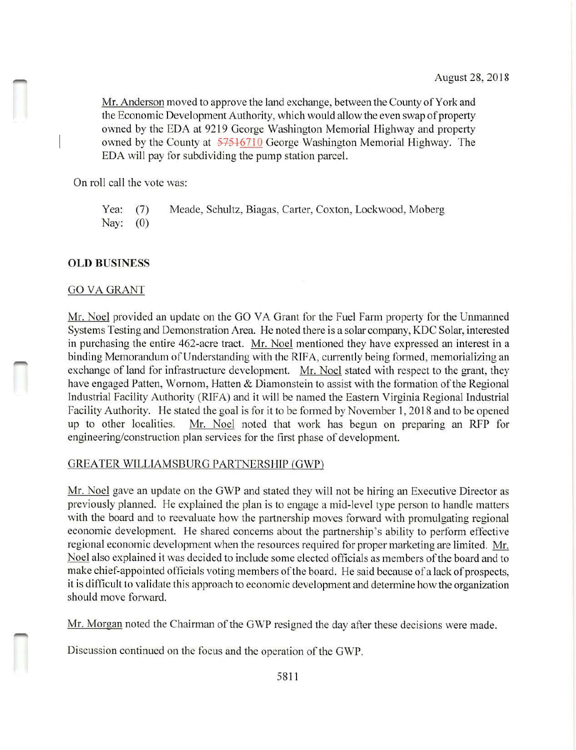August 28, 2018

Mr. Anderson moved to approve the land exchange, between the County of York and the Economic Development Authority, which would allow the even swap of property owned by the EDA at 9219 George Washington Memorial Highway and property owned by the County at ~~5751~~6710 George Washington Memorial Highway. The EDA will pay for subdividing the pump station parcel.

On roll call the vote was:

Yea: (7) Meade, Schultz, Biagas, Carter, Coxton, Lockwood, Moberg
Nay: (0)

**OLD BUSINESS**

GO VA GRANT

Mr. Noel provided an update on the GO VA Grant for the Fuel Farm property for the Unmanned Systems Testing and Demonstration Area. He noted there is a solar company, KDC Solar, interested in purchasing the entire 462-acre tract. Mr. Noel mentioned they have expressed an interest in a binding Memorandum of Understanding with the RIFA, currently being formed, memorializing an exchange of land for infrastructure development. Mr. Noel stated with respect to the grant, they have engaged Patten, Wornom, Hatten & Diamonstein to assist with the formation of the Regional Industrial Facility Authority (RIFA) and it will be named the Eastern Virginia Regional Industrial Facility Authority. He stated the goal is for it to be formed by November 1, 2018 and to be opened up to other localities. Mr. Noel noted that work has begun on preparing an RFP for engineering/construction plan services for the first phase of development.

GREATER WILLIAMSBURG PARTNERSHIP (GWP)

Mr. Noel gave an update on the GWP and stated they will not be hiring an Executive Director as previously planned. He explained the plan is to engage a mid-level type person to handle matters with the board and to reevaluate how the partnership moves forward with promulgating regional economic development. He shared concerns about the partnership's ability to perform effective regional economic development when the resources required for proper marketing are limited. Mr. Noel also explained it was decided to include some elected officials as members of the board and to make chief-appointed officials voting members of the board. He said because of a lack of prospects, it is difficult to validate this approach to economic development and determine how the organization should move forward.

Mr. Morgan noted the Chairman of the GWP resigned the day after these decisions were made.

Discussion continued on the focus and the operation of the GWP.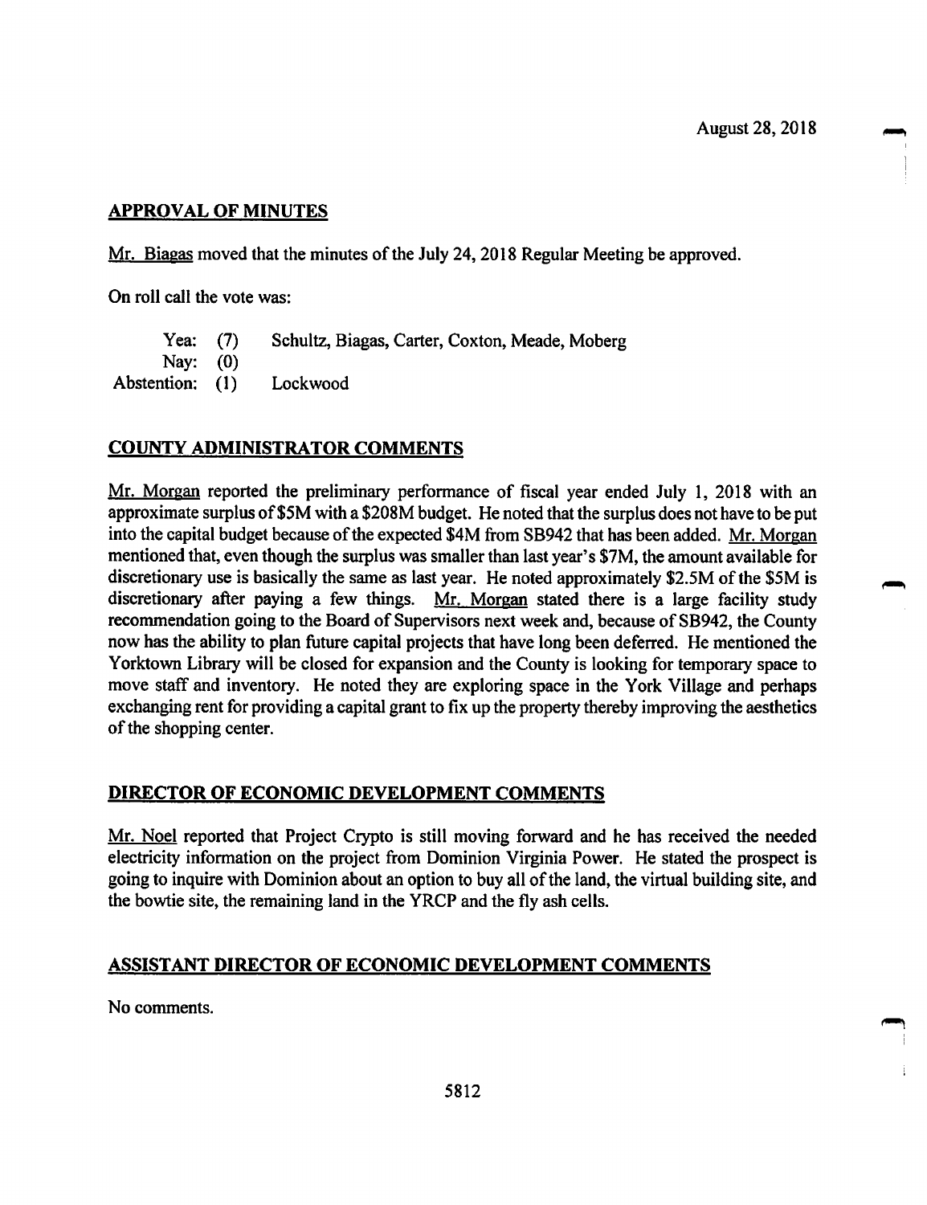August 28, 2018

## APPROVAL OF MINUTES

Mr. Biagas moved that the minutes of the July 24, 2018 Regular Meeting be approved.

On roll call the vote was:

| | | |
|---|---|---|
| Yea: | (7) | Schultz, Biagas, Carter, Coxton, Meade, Moberg |
| Nay: | (0) | |
| Abstention: | (1) | Lockwood |

## COUNTY ADMINISTRATOR COMMENTS

Mr. Morgan reported the preliminary performance of fiscal year ended July 1, 2018 with an approximate surplus of $5M with a $208M budget. He noted that the surplus does not have to be put into the capital budget because of the expected $4M from SB942 that has been added. Mr. Morgan mentioned that, even though the surplus was smaller than last year's $7M, the amount available for discretionary use is basically the same as last year. He noted approximately $2.5M of the $5M is discretionary after paying a few things. Mr. Morgan stated there is a large facility study recommendation going to the Board of Supervisors next week and, because of SB942, the County now has the ability to plan future capital projects that have long been deferred. He mentioned the Yorktown Library will be closed for expansion and the County is looking for temporary space to move staff and inventory. He noted they are exploring space in the York Village and perhaps exchanging rent for providing a capital grant to fix up the property thereby improving the aesthetics of the shopping center.

## DIRECTOR OF ECONOMIC DEVELOPMENT COMMENTS

Mr. Noel reported that Project Crypto is still moving forward and he has received the needed electricity information on the project from Dominion Virginia Power. He stated the prospect is going to inquire with Dominion about an option to buy all of the land, the virtual building site, and the bowtie site, the remaining land in the YRCP and the fly ash cells.

## ASSISTANT DIRECTOR OF ECONOMIC DEVELOPMENT COMMENTS

No comments.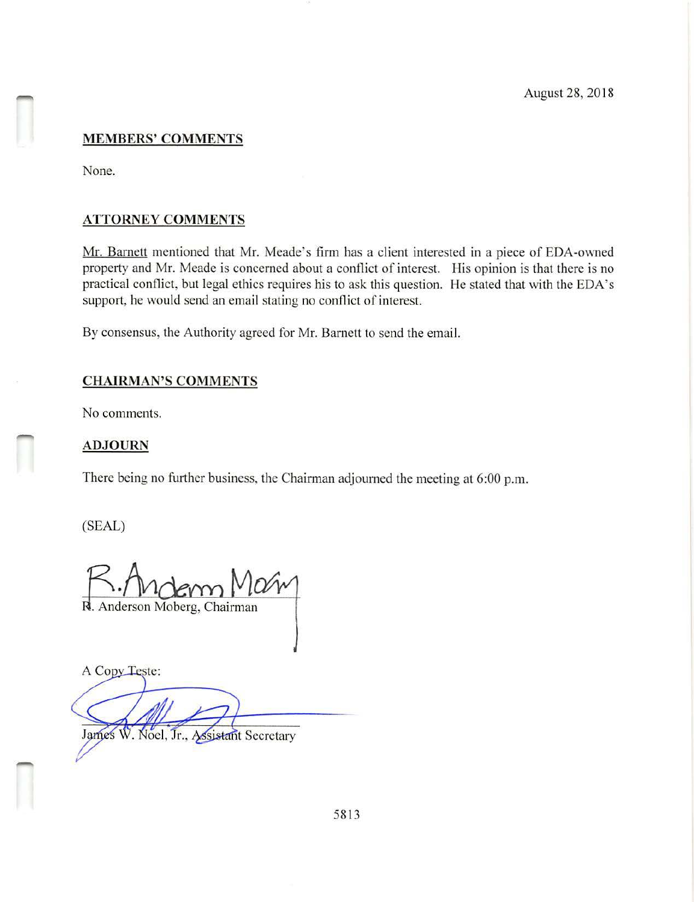August 28, 2018

## MEMBERS' COMMENTS

None.

## ATTORNEY COMMENTS

Mr. Barnett mentioned that Mr. Meade's firm has a client interested in a piece of EDA-owned property and Mr. Meade is concerned about a conflict of interest. His opinion is that there is no practical conflict, but legal ethics requires his to ask this question. He stated that with the EDA's support, he would send an email stating no conflict of interest.

By consensus, the Authority agreed for Mr. Barnett to send the email.

## CHAIRMAN'S COMMENTS

No comments.

## ADJOURN

There being no further business, the Chairman adjourned the meeting at 6:00 p.m.

(SEAL)

R. Anderson Moberg, Chairman

A Copy Teste:

James W. Noel, Jr., Assistant Secretary